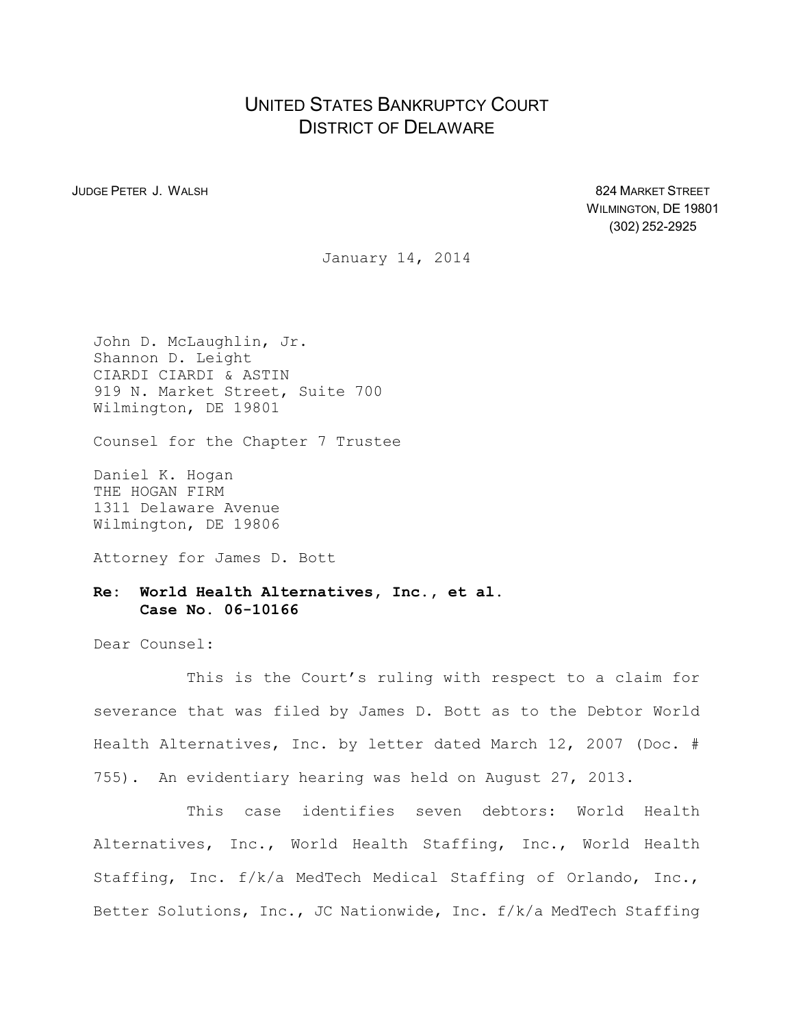# UNITED STATES BANKRUPTCY COURT
# DISTRICT OF DELAWARE

JUDGE PETER J. WALSH

824 MARKET STREET
WILMINGTON, DE 19801
(302) 252-2925

January 14, 2014

John D. McLaughlin, Jr.
Shannon D. Leight
CIARDI CIARDI & ASTIN
919 N. Market Street, Suite 700
Wilmington, DE 19801

Counsel for the Chapter 7 Trustee

Daniel K. Hogan
THE HOGAN FIRM
1311 Delaware Avenue
Wilmington, DE 19806

Attorney for James D. Bott

**Re: World Health Alternatives, Inc., et al.
Case No. 06-10166**

Dear Counsel:

This is the Court's ruling with respect to a claim for severance that was filed by James D. Bott as to the Debtor World Health Alternatives, Inc. by letter dated March 12, 2007 (Doc. # 755). An evidentiary hearing was held on August 27, 2013.

This case identifies seven debtors: World Health Alternatives, Inc., World Health Staffing, Inc., World Health Staffing, Inc. f/k/a MedTech Medical Staffing of Orlando, Inc., Better Solutions, Inc., JC Nationwide, Inc. f/k/a MedTech Staffing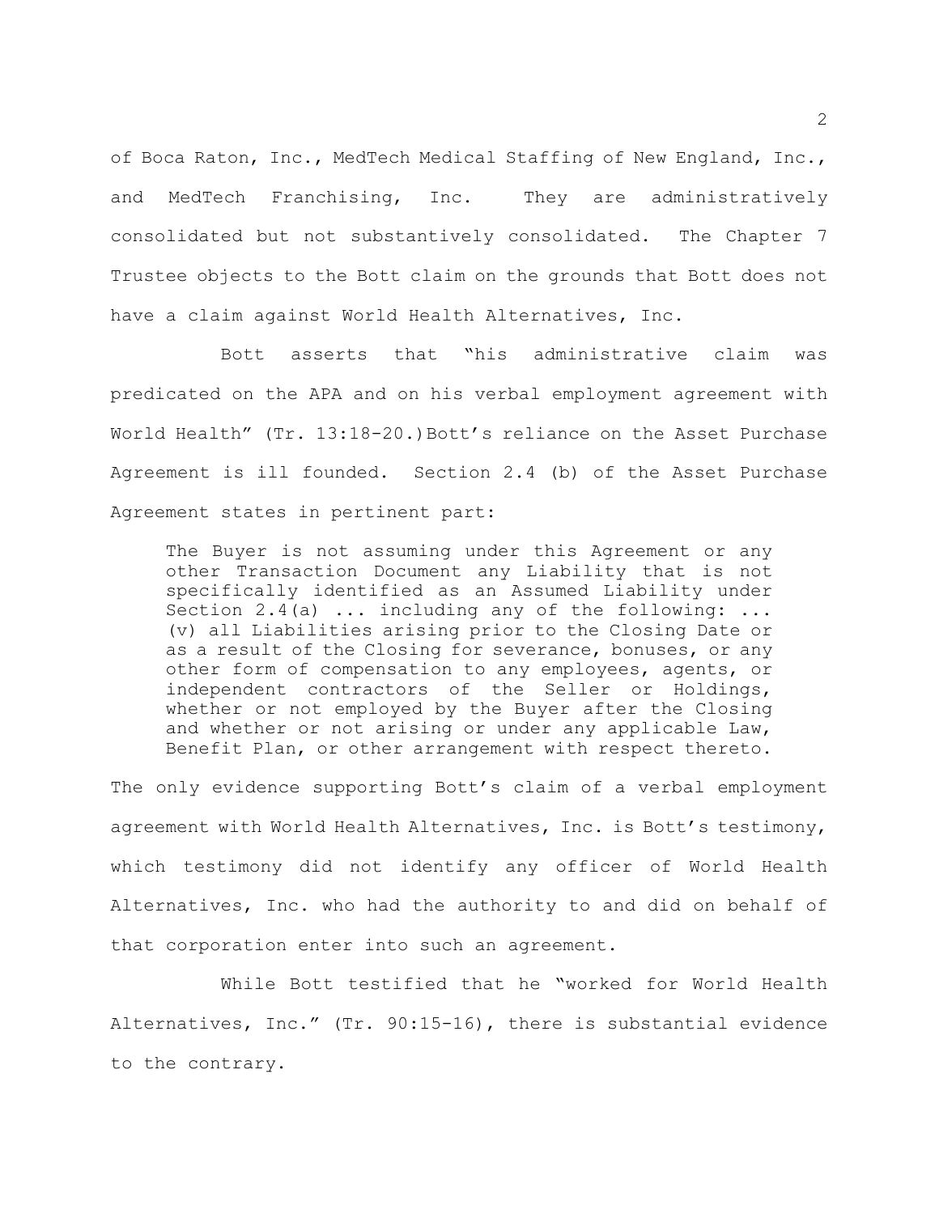of Boca Raton, Inc., MedTech Medical Staffing of New England, Inc., and MedTech Franchising, Inc. They are administratively consolidated but not substantively consolidated. The Chapter 7 Trustee objects to the Bott claim on the grounds that Bott does not have a claim against World Health Alternatives, Inc.

Bott asserts that "his administrative claim was predicated on the APA and on his verbal employment agreement with World Health" (Tr. 13:18-20.)Bott's reliance on the Asset Purchase Agreement is ill founded. Section 2.4 (b) of the Asset Purchase Agreement states in pertinent part:

> The Buyer is not assuming under this Agreement or any other Transaction Document any Liability that is not specifically identified as an Assumed Liability under Section 2.4(a) ... including any of the following: ... (v) all Liabilities arising prior to the Closing Date or as a result of the Closing for severance, bonuses, or any other form of compensation to any employees, agents, or independent contractors of the Seller or Holdings, whether or not employed by the Buyer after the Closing and whether or not arising or under any applicable Law, Benefit Plan, or other arrangement with respect thereto.

The only evidence supporting Bott's claim of a verbal employment agreement with World Health Alternatives, Inc. is Bott's testimony, which testimony did not identify any officer of World Health Alternatives, Inc. who had the authority to and did on behalf of that corporation enter into such an agreement.

While Bott testified that he "worked for World Health Alternatives, Inc." (Tr. 90:15-16), there is substantial evidence to the contrary.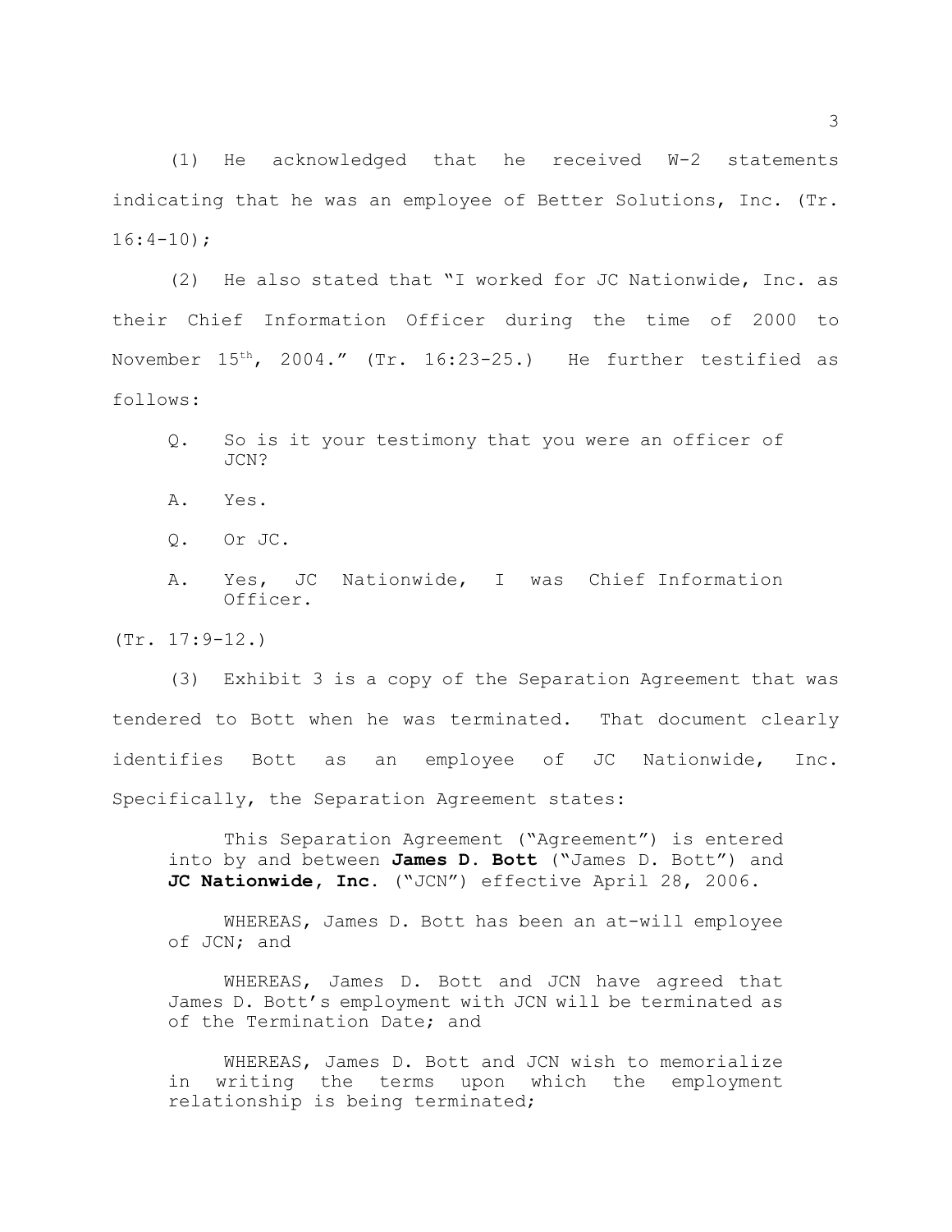(1) He acknowledged that he received W-2 statements indicating that he was an employee of Better Solutions, Inc. (Tr. 16:4-10);

(2) He also stated that "I worked for JC Nationwide, Inc. as their Chief Information Officer during the time of 2000 to November 15th, 2004." (Tr. 16:23-25.) He further testified as follows:

> Q. So is it your testimony that you were an officer of JCN?
>
> A. Yes.
>
> Q. Or JC.
>
> A. Yes, JC Nationwide, I was Chief Information Officer.

(Tr. 17:9-12.)

(3) Exhibit 3 is a copy of the Separation Agreement that was tendered to Bott when he was terminated. That document clearly identifies Bott as an employee of JC Nationwide, Inc. Specifically, the Separation Agreement states:

> This Separation Agreement ("Agreement") is entered into by and between **James D. Bott** ("James D. Bott") and **JC Nationwide, Inc.** ("JCN") effective April 28, 2006.
>
> WHEREAS, James D. Bott has been an at-will employee of JCN; and
>
> WHEREAS, James D. Bott and JCN have agreed that James D. Bott's employment with JCN will be terminated as of the Termination Date; and
>
> WHEREAS, James D. Bott and JCN wish to memorialize in writing the terms upon which the employment relationship is being terminated;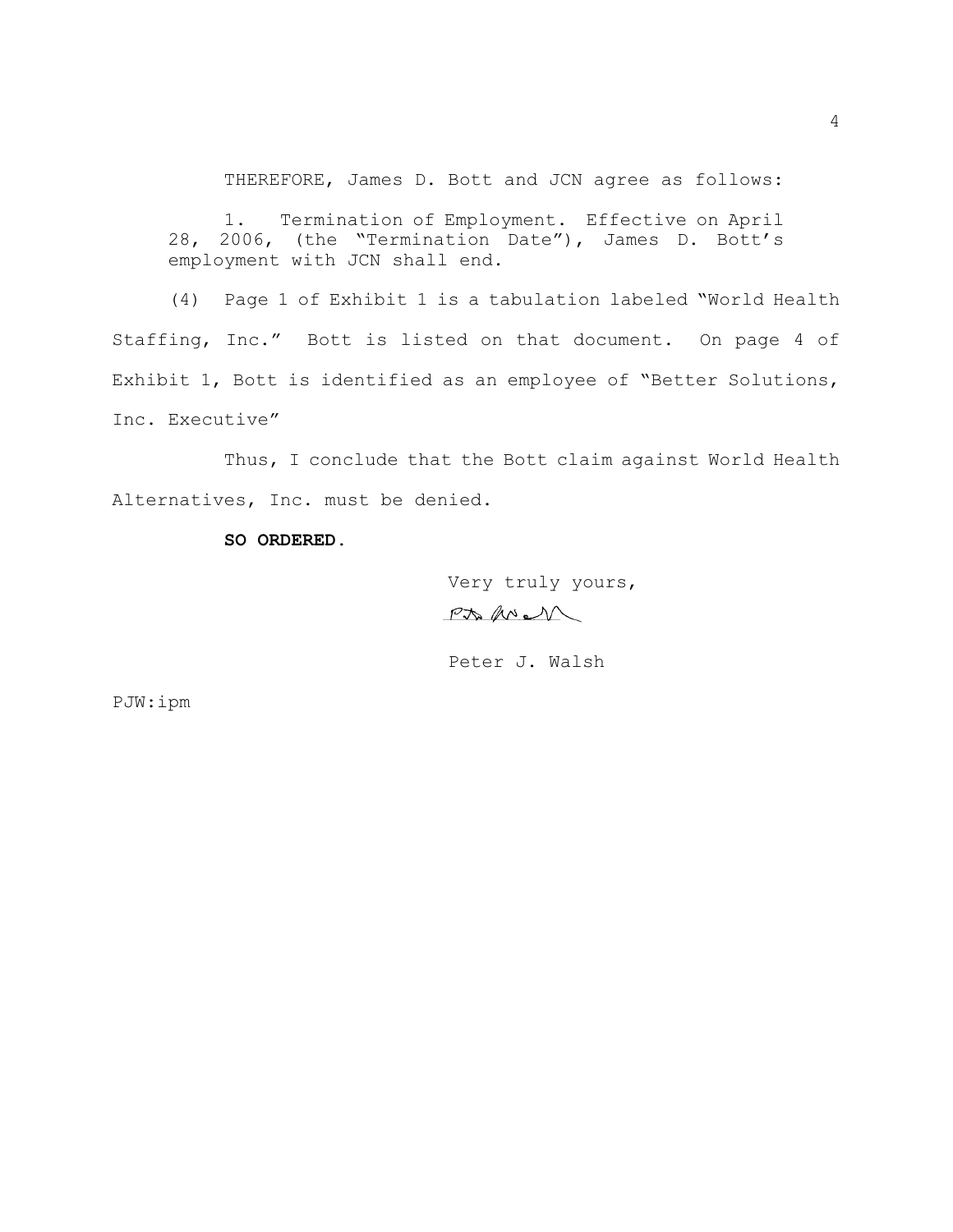THREFORE, James D. Bott and JCN agree as follows:

> 1. Termination of Employment. Effective on April 28, 2006, (the "Termination Date"), James D. Bott's employment with JCN shall end.

(4) Page 1 of Exhibit 1 is a tabulation labeled "World Health Staffing, Inc." Bott is listed on that document. On page 4 of Exhibit 1, Bott is identified as an employee of "Better Solutions, Inc. Executive"

Thus, I conclude that the Bott claim against World Health Alternatives, Inc. must be denied.

**SO ORDERED.**

Very truly yours,

Peter J. Walsh

PJW:ipm